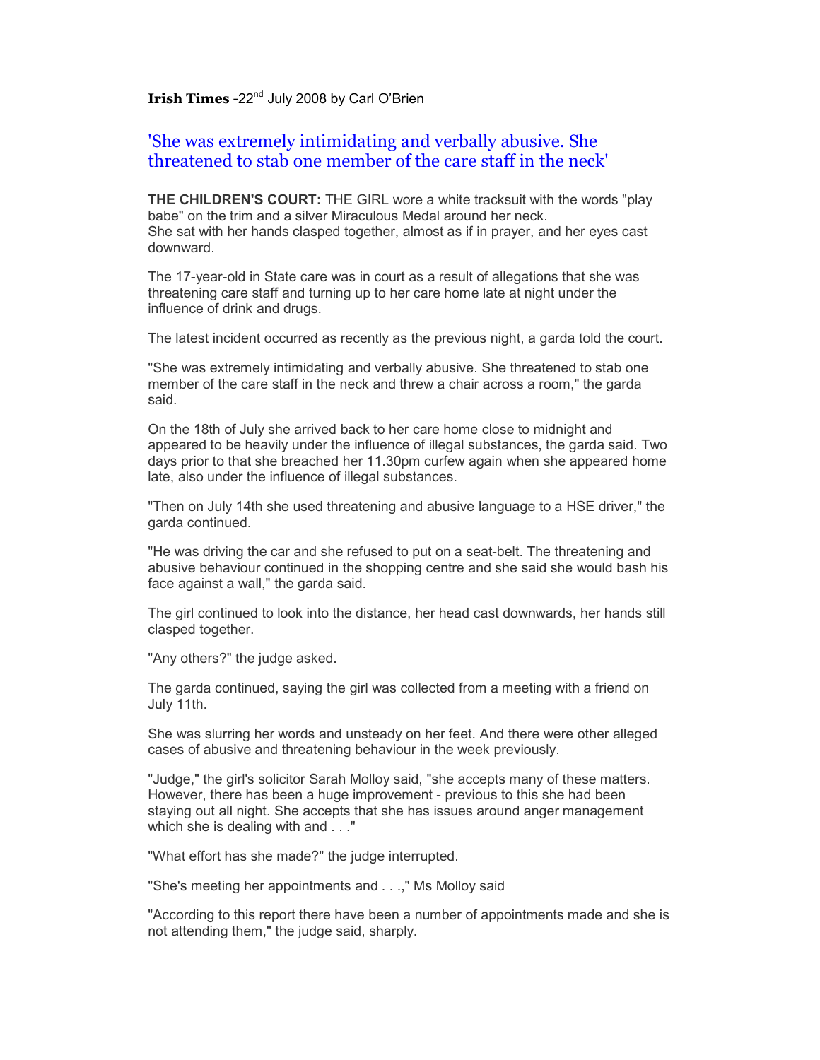**Irish Times -**22nd July 2008 by Carl O'Brien

## 'She was extremely intimidating and verbally abusive. She threatened to stab one member of the care staff in the neck'

**THE CHILDREN'S COURT:** THE GIRL wore a white tracksuit with the words "play babe" on the trim and a silver Miraculous Medal around her neck.
She sat with her hands clasped together, almost as if in prayer, and her eyes cast downward.

The 17-year-old in State care was in court as a result of allegations that she was threatening care staff and turning up to her care home late at night under the influence of drink and drugs.

The latest incident occurred as recently as the previous night, a garda told the court.

"She was extremely intimidating and verbally abusive. She threatened to stab one member of the care staff in the neck and threw a chair across a room," the garda said.

On the 18th of July she arrived back to her care home close to midnight and appeared to be heavily under the influence of illegal substances, the garda said. Two days prior to that she breached her 11.30pm curfew again when she appeared home late, also under the influence of illegal substances.

"Then on July 14th she used threatening and abusive language to a HSE driver," the garda continued.

"He was driving the car and she refused to put on a seat-belt. The threatening and abusive behaviour continued in the shopping centre and she said she would bash his face against a wall," the garda said.

The girl continued to look into the distance, her head cast downwards, her hands still clasped together.

"Any others?" the judge asked.

The garda continued, saying the girl was collected from a meeting with a friend on July 11th.

She was slurring her words and unsteady on her feet. And there were other alleged cases of abusive and threatening behaviour in the week previously.

"Judge," the girl's solicitor Sarah Molloy said, "she accepts many of these matters. However, there has been a huge improvement - previous to this she had been staying out all night. She accepts that she has issues around anger management which she is dealing with and . . ."

"What effort has she made?" the judge interrupted.

"She's meeting her appointments and . . .," Ms Molloy said

"According to this report there have been a number of appointments made and she is not attending them," the judge said, sharply.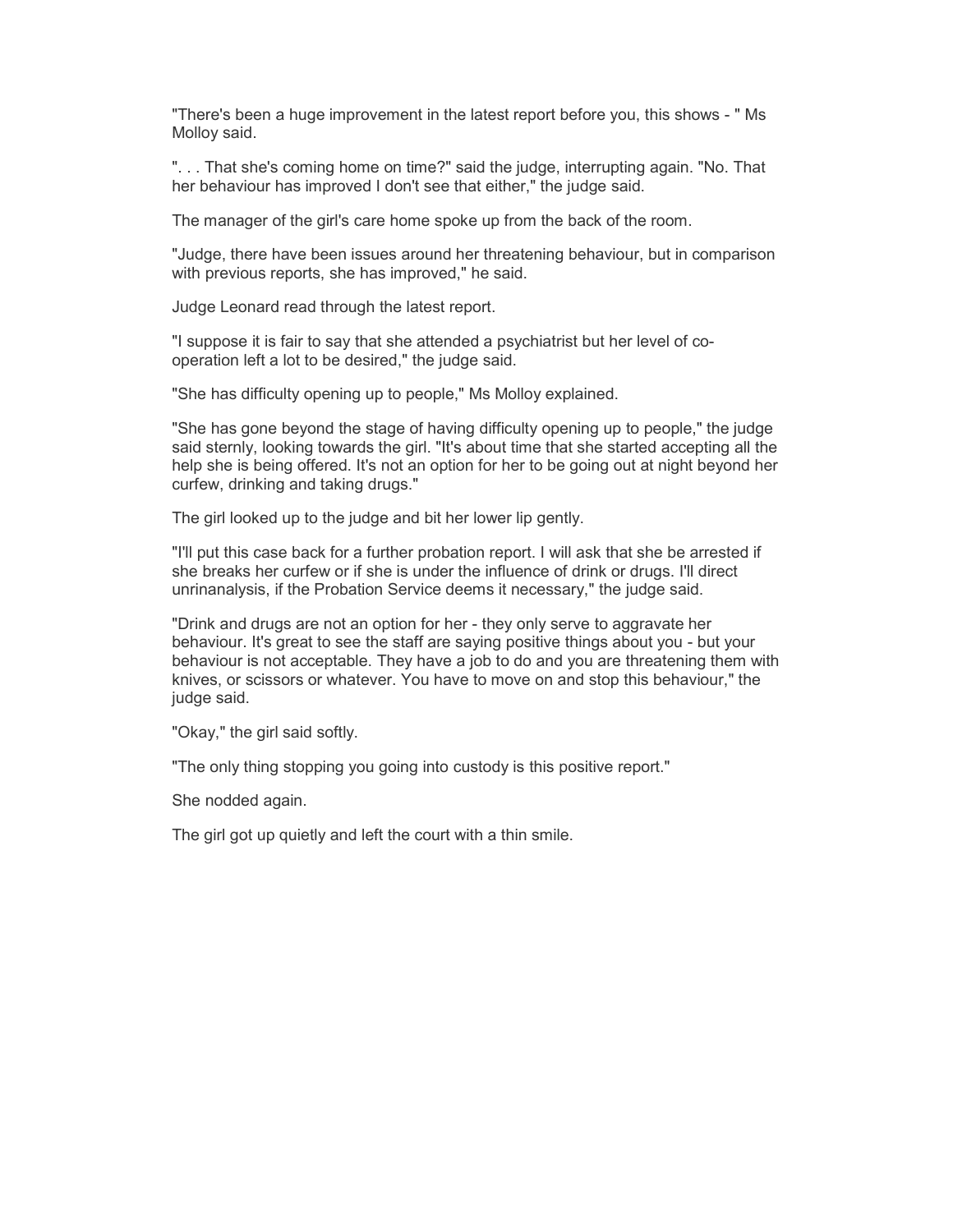"There's been a huge improvement in the latest report before you, this shows - " Ms Molloy said.

". . . That she's coming home on time?" said the judge, interrupting again. "No. That her behaviour has improved I don't see that either," the judge said.

The manager of the girl's care home spoke up from the back of the room.

"Judge, there have been issues around her threatening behaviour, but in comparison with previous reports, she has improved," he said.

Judge Leonard read through the latest report.

"I suppose it is fair to say that she attended a psychiatrist but her level of co-operation left a lot to be desired," the judge said.

"She has difficulty opening up to people," Ms Molloy explained.

"She has gone beyond the stage of having difficulty opening up to people," the judge said sternly, looking towards the girl. "It's about time that she started accepting all the help she is being offered. It's not an option for her to be going out at night beyond her curfew, drinking and taking drugs."

The girl looked up to the judge and bit her lower lip gently.

"I'll put this case back for a further probation report. I will ask that she be arrested if she breaks her curfew or if she is under the influence of drink or drugs. I'll direct unrinanalysis, if the Probation Service deems it necessary," the judge said.

"Drink and drugs are not an option for her - they only serve to aggravate her behaviour. It's great to see the staff are saying positive things about you - but your behaviour is not acceptable. They have a job to do and you are threatening them with knives, or scissors or whatever. You have to move on and stop this behaviour," the judge said.

"Okay," the girl said softly.

"The only thing stopping you going into custody is this positive report."

She nodded again.

The girl got up quietly and left the court with a thin smile.